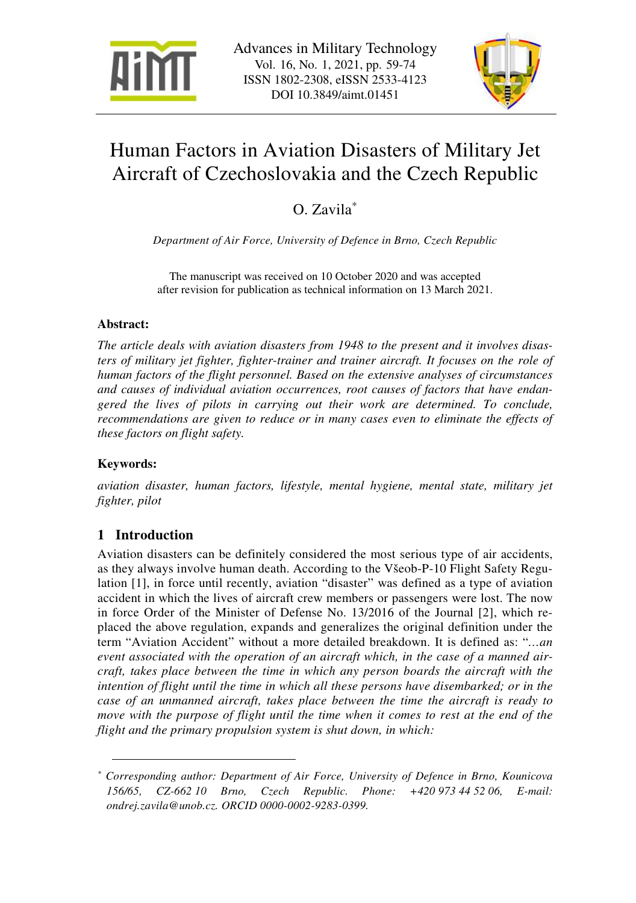Advances in Military Technology
Vol. 16, No. 1, 2021, pp. 59-74
ISSN 1802-2308, eISSN 2533-4123
DOI 10.3849/aimt.01451

# Human Factors in Aviation Disasters of Military Jet Aircraft of Czechoslovakia and the Czech Republic

O. Zavila*

*Department of Air Force, University of Defence in Brno, Czech Republic*

The manuscript was received on 10 October 2020 and was accepted after revision for publication as technical information on 13 March 2021.

**Abstract:**

*The article deals with aviation disasters from 1948 to the present and it involves disasters of military jet fighter, fighter-trainer and trainer aircraft. It focuses on the role of human factors of the flight personnel. Based on the extensive analyses of circumstances and causes of individual aviation occurrences, root causes of factors that have endangered the lives of pilots in carrying out their work are determined. To conclude, recommendations are given to reduce or in many cases even to eliminate the effects of these factors on flight safety.*

**Keywords:**

*aviation disaster, human factors, lifestyle, mental hygiene, mental state, military jet fighter, pilot*

## 1 Introduction

Aviation disasters can be definitely considered the most serious type of air accidents, as they always involve human death. According to the Všeob-P-10 Flight Safety Regulation [1], in force until recently, aviation "disaster" was defined as a type of aviation accident in which the lives of aircraft crew members or passengers were lost. The now in force Order of the Minister of Defense No. 13/2016 of the Journal [2], which replaced the above regulation, expands and generalizes the original definition under the term "Aviation Accident" without a more detailed breakdown. It is defined as: "*...an event associated with the operation of an aircraft which, in the case of a manned aircraft, takes place between the time in which any person boards the aircraft with the intention of flight until the time in which all these persons have disembarked; or in the case of an unmanned aircraft, takes place between the time the aircraft is ready to move with the purpose of flight until the time when it comes to rest at the end of the flight and the primary propulsion system is shut down, in which:*

---

* *Corresponding author: Department of Air Force, University of Defence in Brno, Kounicova 156/65, CZ-662 10 Brno, Czech Republic. Phone: +420 973 44 52 06, E-mail: ondrej.zavila@unob.cz. ORCID 0000-0002-9283-0399.*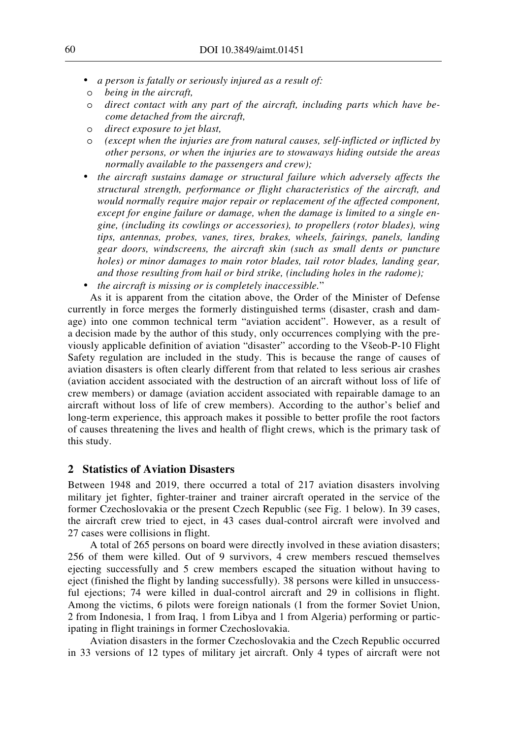- *a person is fatally or seriously injured as a result of:*
  - *being in the aircraft,*
  - *direct contact with any part of the aircraft, including parts which have become detached from the aircraft,*
  - *direct exposure to jet blast,*
  - *(except when the injuries are from natural causes, self-inflicted or inflicted by other persons, or when the injuries are to stowaways hiding outside the areas normally available to the passengers and crew);*
- *the aircraft sustains damage or structural failure which adversely affects the structural strength, performance or flight characteristics of the aircraft, and would normally require major repair or replacement of the affected component, except for engine failure or damage, when the damage is limited to a single engine, (including its cowlings or accessories), to propellers (rotor blades), wing tips, antennas, probes, vanes, tires, brakes, wheels, fairings, panels, landing gear doors, windscreens, the aircraft skin (such as small dents or puncture holes) or minor damages to main rotor blades, tail rotor blades, landing gear, and those resulting from hail or bird strike, (including holes in the radome);*
- *the aircraft is missing or is completely inaccessible.*"

As it is apparent from the citation above, the Order of the Minister of Defense currently in force merges the formerly distinguished terms (disaster, crash and damage) into one common technical term "aviation accident". However, as a result of a decision made by the author of this study, only occurrences complying with the previously applicable definition of aviation "disaster" according to the Všeob-P-10 Flight Safety regulation are included in the study. This is because the range of causes of aviation disasters is often clearly different from that related to less serious air crashes (aviation accident associated with the destruction of an aircraft without loss of life of crew members) or damage (aviation accident associated with repairable damage to an aircraft without loss of life of crew members). According to the author's belief and long-term experience, this approach makes it possible to better profile the root factors of causes threatening the lives and health of flight crews, which is the primary task of this study.

## 2 Statistics of Aviation Disasters

Between 1948 and 2019, there occurred a total of 217 aviation disasters involving military jet fighter, fighter-trainer and trainer aircraft operated in the service of the former Czechoslovakia or the present Czech Republic (see Fig. 1 below). In 39 cases, the aircraft crew tried to eject, in 43 cases dual-control aircraft were involved and 27 cases were collisions in flight.

A total of 265 persons on board were directly involved in these aviation disasters; 256 of them were killed. Out of 9 survivors, 4 crew members rescued themselves ejecting successfully and 5 crew members escaped the situation without having to eject (finished the flight by landing successfully). 38 persons were killed in unsuccessful ejections; 74 were killed in dual-control aircraft and 29 in collisions in flight. Among the victims, 6 pilots were foreign nationals (1 from the former Soviet Union, 2 from Indonesia, 1 from Iraq, 1 from Libya and 1 from Algeria) performing or participating in flight trainings in former Czechoslovakia.

Aviation disasters in the former Czechoslovakia and the Czech Republic occurred in 33 versions of 12 types of military jet aircraft. Only 4 types of aircraft were not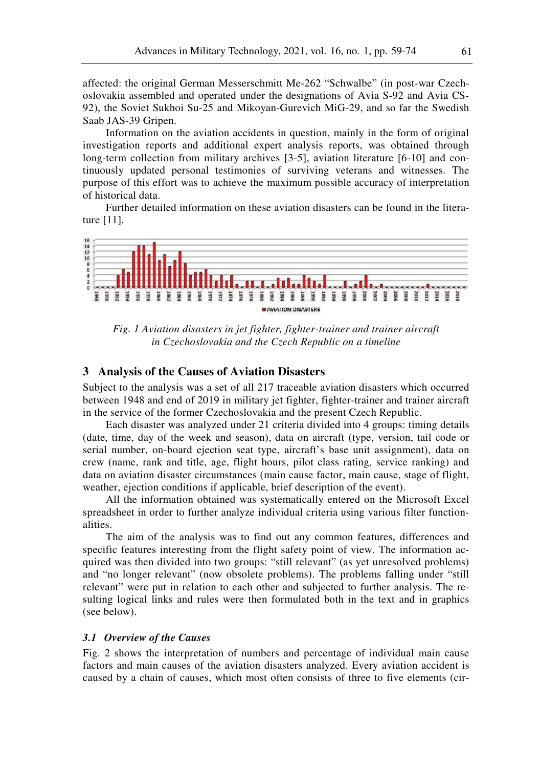affected: the original German Messerschmitt Me-262 "Schwalbe" (in post-war Czechoslovakia assembled and operated under the designations of Avia S-92 and Avia CS-92), the Soviet Sukhoi Su-25 and Mikoyan-Gurevich MiG-29, and so far the Swedish Saab JAS-39 Gripen.

Information on the aviation accidents in question, mainly in the form of original investigation reports and additional expert analysis reports, was obtained through long-term collection from military archives [3-5], aviation literature [6-10] and continuously updated personal testimonies of surviving veterans and witnesses. The purpose of this effort was to achieve the maximum possible accuracy of interpretation of historical data.

Further detailed information on these aviation disasters can be found in the literature [11].

16
14
12
10
8
6
4
2
0

1948 1950 1952 1954 1956 1958 1960 1962 1964 1966 1968 1970 1972 1974 1976 1978 1980 1982 1984 1986 1988 1990 1992 1994 1996 1998 2000 2002 2004 2006 2008 2010 2012 2014 2016 2018

AVIATION DISASTERS

*Fig. 1 Aviation disasters in jet fighter, fighter-trainer and trainer aircraft in Czechoslovakia and the Czech Republic on a timeline*

## 3 Analysis of the Causes of Aviation Disasters

Subject to the analysis was a set of all 217 traceable aviation disasters which occurred between 1948 and end of 2019 in military jet fighter, fighter-trainer and trainer aircraft in the service of the former Czechoslovakia and the present Czech Republic.

Each disaster was analyzed under 21 criteria divided into 4 groups: timing details (date, time, day of the week and season), data on aircraft (type, version, tail code or serial number, on-board ejection seat type, aircraft's base unit assignment), data on crew (name, rank and title, age, flight hours, pilot class rating, service ranking) and data on aviation disaster circumstances (main cause factor, main cause, stage of flight, weather, ejection conditions if applicable, brief description of the event).

All the information obtained was systematically entered on the Microsoft Excel spreadsheet in order to further analyze individual criteria using various filter functionalities.

The aim of the analysis was to find out any common features, differences and specific features interesting from the flight safety point of view. The information acquired was then divided into two groups: "still relevant" (as yet unresolved problems) and "no longer relevant" (now obsolete problems). The problems falling under "still relevant" were put in relation to each other and subjected to further analysis. The resulting logical links and rules were then formulated both in the text and in graphics (see below).

### *3.1 Overview of the Causes*

Fig. 2 shows the interpretation of numbers and percentage of individual main cause factors and main causes of the aviation disasters analyzed. Every aviation accident is caused by a chain of causes, which most often consists of three to five elements (cir-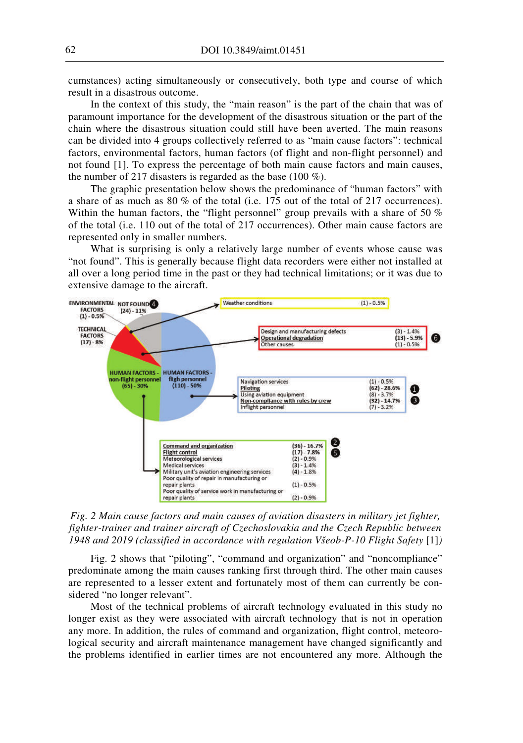cumstances) acting simultaneously or consecutively, both type and course of which result in a disastrous outcome.

In the context of this study, the "main reason" is the part of the chain that was of paramount importance for the development of the disastrous situation or the part of the chain where the disastrous situation could still have been averted. The main reasons can be divided into 4 groups collectively referred to as "main cause factors": technical factors, environmental factors, human factors (of flight and non-flight personnel) and not found [1]. To express the percentage of both main cause factors and main causes, the number of 217 disasters is regarded as the base (100 %).

The graphic presentation below shows the predominance of "human factors" with a share of as much as 80 % of the total (i.e. 175 out of the total of 217 occurrences). Within the human factors, the "flight personnel" group prevails with a share of 50 % of the total (i.e. 110 out of the total of 217 occurrences). Other main cause factors are represented only in smaller numbers.

What is surprising is only a relatively large number of events whose cause was "not found". This is generally because flight data recorders were either not installed at all over a long period time in the past or they had technical limitations; or it was due to extensive damage to the aircraft.

ENVIRONMENTAL FACTORS (1) - 0.5%
NOT FOUND 4 (24) - 11%
TECHNICAL FACTORS (17) - 8%
HUMAN FACTORS - non-flight personnel (65) - 30%
HUMAN FACTORS - fligh personnel (110) - 50%

Weather conditions (1) - 0.5%

Design and manufacturing defects (3) - 1.4%
Operational degradation (13) - 5.9% 6
Other causes (1) - 0.5%

Navigation services (1) - 0.5%
Piloting (62) - 28.6% 1
Using aviation equipment (8) - 3.7%
Non-compliance with rules by crew (32) - 14.7% 3
Inflight personnel (7) - 3.2%

Command and organization (36) - 16.7% 2
Flight control (17) - 7.8% 5
Meteorological services (2) - 0.9%
Medical services (3) - 1.4%
Military unit's aviation engineering services (4) - 1.8%
Poor quality of repair in manufacturing or repair plants (1) - 0.5%
Poor quality of service work in manufacturing or repair plants (2) - 0.9%

*Fig. 2 Main cause factors and main causes of aviation disasters in military jet fighter, fighter-trainer and trainer aircraft of Czechoslovakia and the Czech Republic between 1948 and 2019 (classified in accordance with regulation Všeob-P-10 Flight Safety* [1]*)*

Fig. 2 shows that "piloting", "command and organization" and "noncompliance" predominate among the main causes ranking first through third. The other main causes are represented to a lesser extent and fortunately most of them can currently be considered "no longer relevant".

Most of the technical problems of aircraft technology evaluated in this study no longer exist as they were associated with aircraft technology that is not in operation any more. In addition, the rules of command and organization, flight control, meteorological security and aircraft maintenance management have changed significantly and the problems identified in earlier times are not encountered any more. Although the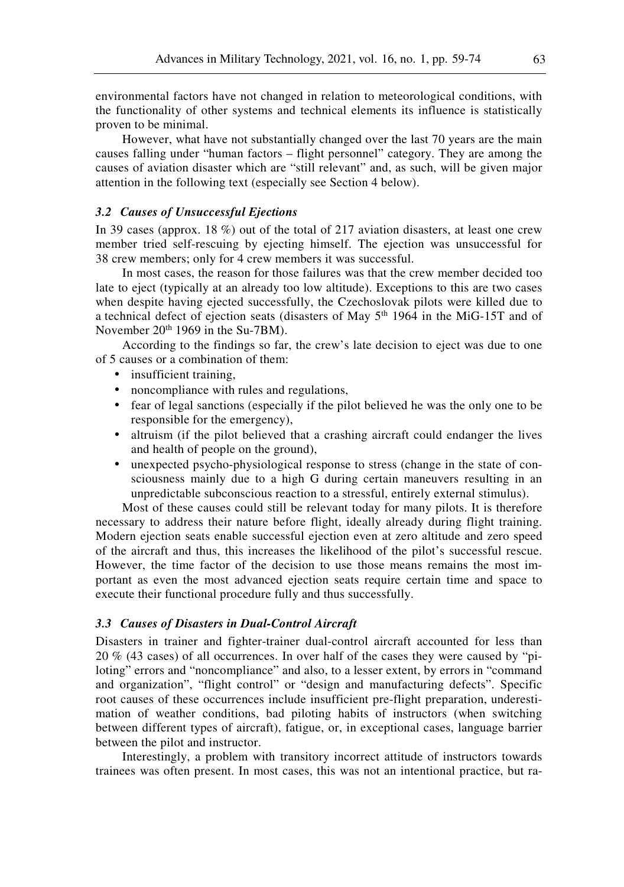environmental factors have not changed in relation to meteorological conditions, with the functionality of other systems and technical elements its influence is statistically proven to be minimal.

However, what have not substantially changed over the last 70 years are the main causes falling under "human factors – flight personnel" category. They are among the causes of aviation disaster which are "still relevant" and, as such, will be given major attention in the following text (especially see Section 4 below).

### *3.2 Causes of Unsuccessful Ejections*

In 39 cases (approx. 18 %) out of the total of 217 aviation disasters, at least one crew member tried self-rescuing by ejecting himself. The ejection was unsuccessful for 38 crew members; only for 4 crew members it was successful.

In most cases, the reason for those failures was that the crew member decided too late to eject (typically at an already too low altitude). Exceptions to this are two cases when despite having ejected successfully, the Czechoslovak pilots were killed due to a technical defect of ejection seats (disasters of May 5th 1964 in the MiG-15T and of November 20th 1969 in the Su-7BM).

According to the findings so far, the crew's late decision to eject was due to one of 5 causes or a combination of them:

- insufficient training,
- noncompliance with rules and regulations,
- fear of legal sanctions (especially if the pilot believed he was the only one to be responsible for the emergency),
- altruism (if the pilot believed that a crashing aircraft could endanger the lives and health of people on the ground),
- unexpected psycho-physiological response to stress (change in the state of consciousness mainly due to a high G during certain maneuvers resulting in an unpredictable subconscious reaction to a stressful, entirely external stimulus).

Most of these causes could still be relevant today for many pilots. It is therefore necessary to address their nature before flight, ideally already during flight training. Modern ejection seats enable successful ejection even at zero altitude and zero speed of the aircraft and thus, this increases the likelihood of the pilot's successful rescue. However, the time factor of the decision to use those means remains the most important as even the most advanced ejection seats require certain time and space to execute their functional procedure fully and thus successfully.

### *3.3 Causes of Disasters in Dual-Control Aircraft*

Disasters in trainer and fighter-trainer dual-control aircraft accounted for less than 20 % (43 cases) of all occurrences. In over half of the cases they were caused by "piloting" errors and "noncompliance" and also, to a lesser extent, by errors in "command and organization", "flight control" or "design and manufacturing defects". Specific root causes of these occurrences include insufficient pre-flight preparation, underestimation of weather conditions, bad piloting habits of instructors (when switching between different types of aircraft), fatigue, or, in exceptional cases, language barrier between the pilot and instructor.

Interestingly, a problem with transitory incorrect attitude of instructors towards trainees was often present. In most cases, this was not an intentional practice, but ra-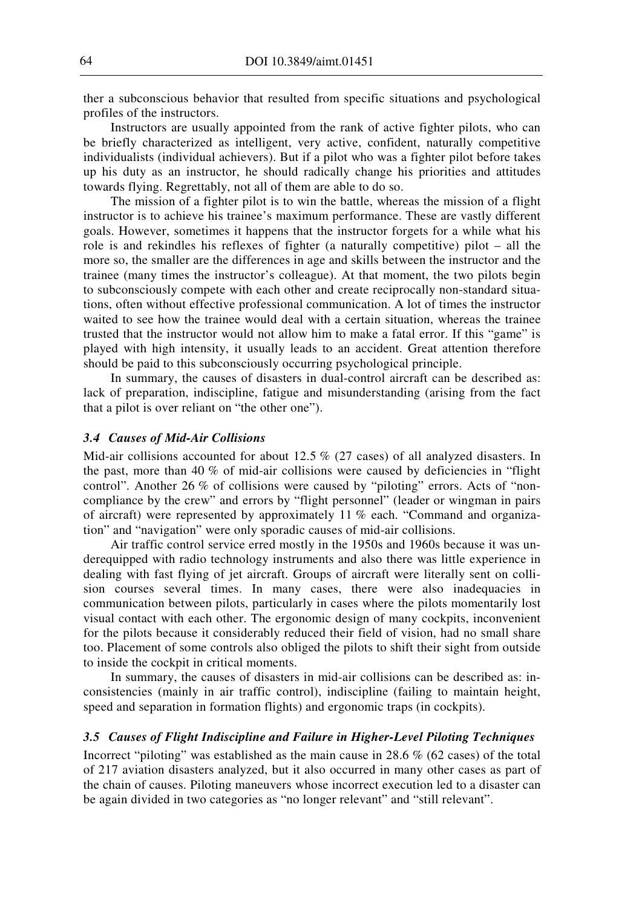ther a subconscious behavior that resulted from specific situations and psychological profiles of the instructors.

Instructors are usually appointed from the rank of active fighter pilots, who can be briefly characterized as intelligent, very active, confident, naturally competitive individualists (individual achievers). But if a pilot who was a fighter pilot before takes up his duty as an instructor, he should radically change his priorities and attitudes towards flying. Regrettably, not all of them are able to do so.

The mission of a fighter pilot is to win the battle, whereas the mission of a flight instructor is to achieve his trainee's maximum performance. These are vastly different goals. However, sometimes it happens that the instructor forgets for a while what his role is and rekindles his reflexes of fighter (a naturally competitive) pilot – all the more so, the smaller are the differences in age and skills between the instructor and the trainee (many times the instructor's colleague). At that moment, the two pilots begin to subconsciously compete with each other and create reciprocally non-standard situations, often without effective professional communication. A lot of times the instructor waited to see how the trainee would deal with a certain situation, whereas the trainee trusted that the instructor would not allow him to make a fatal error. If this "game" is played with high intensity, it usually leads to an accident. Great attention therefore should be paid to this subconsciously occurring psychological principle.

In summary, the causes of disasters in dual-control aircraft can be described as: lack of preparation, indiscipline, fatigue and misunderstanding (arising from the fact that a pilot is over reliant on "the other one").

### *3.4 Causes of Mid-Air Collisions*

Mid-air collisions accounted for about 12.5 % (27 cases) of all analyzed disasters. In the past, more than 40 % of mid-air collisions were caused by deficiencies in "flight control". Another 26 % of collisions were caused by "piloting" errors. Acts of "non-compliance by the crew" and errors by "flight personnel" (leader or wingman in pairs of aircraft) were represented by approximately 11 % each. "Command and organization" and "navigation" were only sporadic causes of mid-air collisions.

Air traffic control service erred mostly in the 1950s and 1960s because it was underequipped with radio technology instruments and also there was little experience in dealing with fast flying of jet aircraft. Groups of aircraft were literally sent on collision courses several times. In many cases, there were also inadequacies in communication between pilots, particularly in cases where the pilots momentarily lost visual contact with each other. The ergonomic design of many cockpits, inconvenient for the pilots because it considerably reduced their field of vision, had no small share too. Placement of some controls also obliged the pilots to shift their sight from outside to inside the cockpit in critical moments.

In summary, the causes of disasters in mid-air collisions can be described as: inconsistencies (mainly in air traffic control), indiscipline (failing to maintain height, speed and separation in formation flights) and ergonomic traps (in cockpits).

### *3.5 Causes of Flight Indiscipline and Failure in Higher-Level Piloting Techniques*

Incorrect "piloting" was established as the main cause in 28.6 % (62 cases) of the total of 217 aviation disasters analyzed, but it also occurred in many other cases as part of the chain of causes. Piloting maneuvers whose incorrect execution led to a disaster can be again divided in two categories as "no longer relevant" and "still relevant".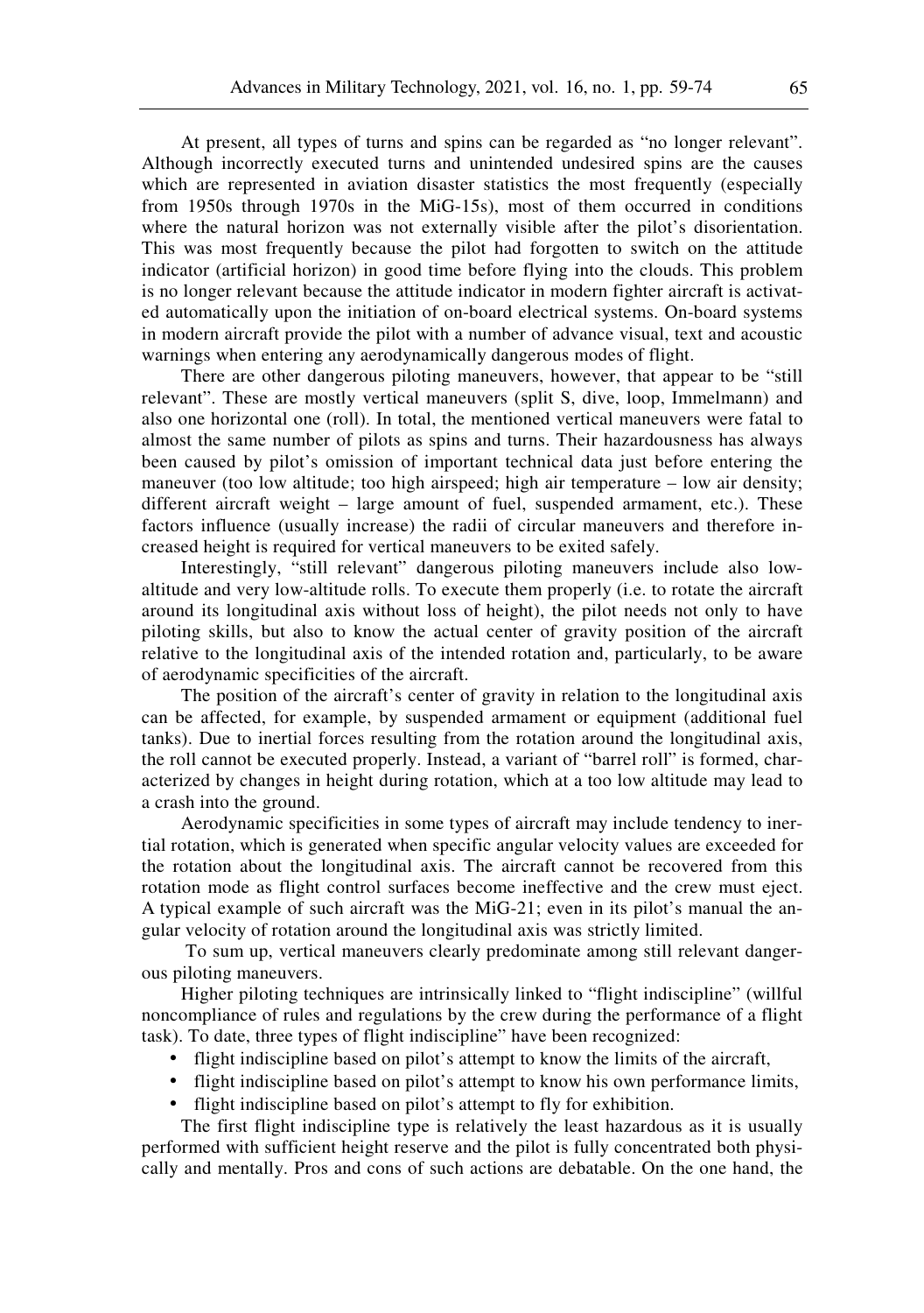At present, all types of turns and spins can be regarded as "no longer relevant". Although incorrectly executed turns and unintended undesired spins are the causes which are represented in aviation disaster statistics the most frequently (especially from 1950s through 1970s in the MiG-15s), most of them occurred in conditions where the natural horizon was not externally visible after the pilot's disorientation. This was most frequently because the pilot had forgotten to switch on the attitude indicator (artificial horizon) in good time before flying into the clouds. This problem is no longer relevant because the attitude indicator in modern fighter aircraft is activated automatically upon the initiation of on-board electrical systems. On-board systems in modern aircraft provide the pilot with a number of advance visual, text and acoustic warnings when entering any aerodynamically dangerous modes of flight.

There are other dangerous piloting maneuvers, however, that appear to be "still relevant". These are mostly vertical maneuvers (split S, dive, loop, Immelmann) and also one horizontal one (roll). In total, the mentioned vertical maneuvers were fatal to almost the same number of pilots as spins and turns. Their hazardousness has always been caused by pilot's omission of important technical data just before entering the maneuver (too low altitude; too high airspeed; high air temperature – low air density; different aircraft weight – large amount of fuel, suspended armament, etc.). These factors influence (usually increase) the radii of circular maneuvers and therefore increased height is required for vertical maneuvers to be exited safely.

Interestingly, "still relevant" dangerous piloting maneuvers include also low-altitude and very low-altitude rolls. To execute them properly (i.e. to rotate the aircraft around its longitudinal axis without loss of height), the pilot needs not only to have piloting skills, but also to know the actual center of gravity position of the aircraft relative to the longitudinal axis of the intended rotation and, particularly, to be aware of aerodynamic specificities of the aircraft.

The position of the aircraft's center of gravity in relation to the longitudinal axis can be affected, for example, by suspended armament or equipment (additional fuel tanks). Due to inertial forces resulting from the rotation around the longitudinal axis, the roll cannot be executed properly. Instead, a variant of "barrel roll" is formed, characterized by changes in height during rotation, which at a too low altitude may lead to a crash into the ground.

Aerodynamic specificities in some types of aircraft may include tendency to inertial rotation, which is generated when specific angular velocity values are exceeded for the rotation about the longitudinal axis. The aircraft cannot be recovered from this rotation mode as flight control surfaces become ineffective and the crew must eject. A typical example of such aircraft was the MiG-21; even in its pilot's manual the angular velocity of rotation around the longitudinal axis was strictly limited.

To sum up, vertical maneuvers clearly predominate among still relevant dangerous piloting maneuvers.

Higher piloting techniques are intrinsically linked to "flight indiscipline" (willful noncompliance of rules and regulations by the crew during the performance of a flight task). To date, three types of flight indiscipline" have been recognized:

- flight indiscipline based on pilot's attempt to know the limits of the aircraft,
- flight indiscipline based on pilot's attempt to know his own performance limits,
- flight indiscipline based on pilot's attempt to fly for exhibition.

The first flight indiscipline type is relatively the least hazardous as it is usually performed with sufficient height reserve and the pilot is fully concentrated both physically and mentally. Pros and cons of such actions are debatable. On the one hand, the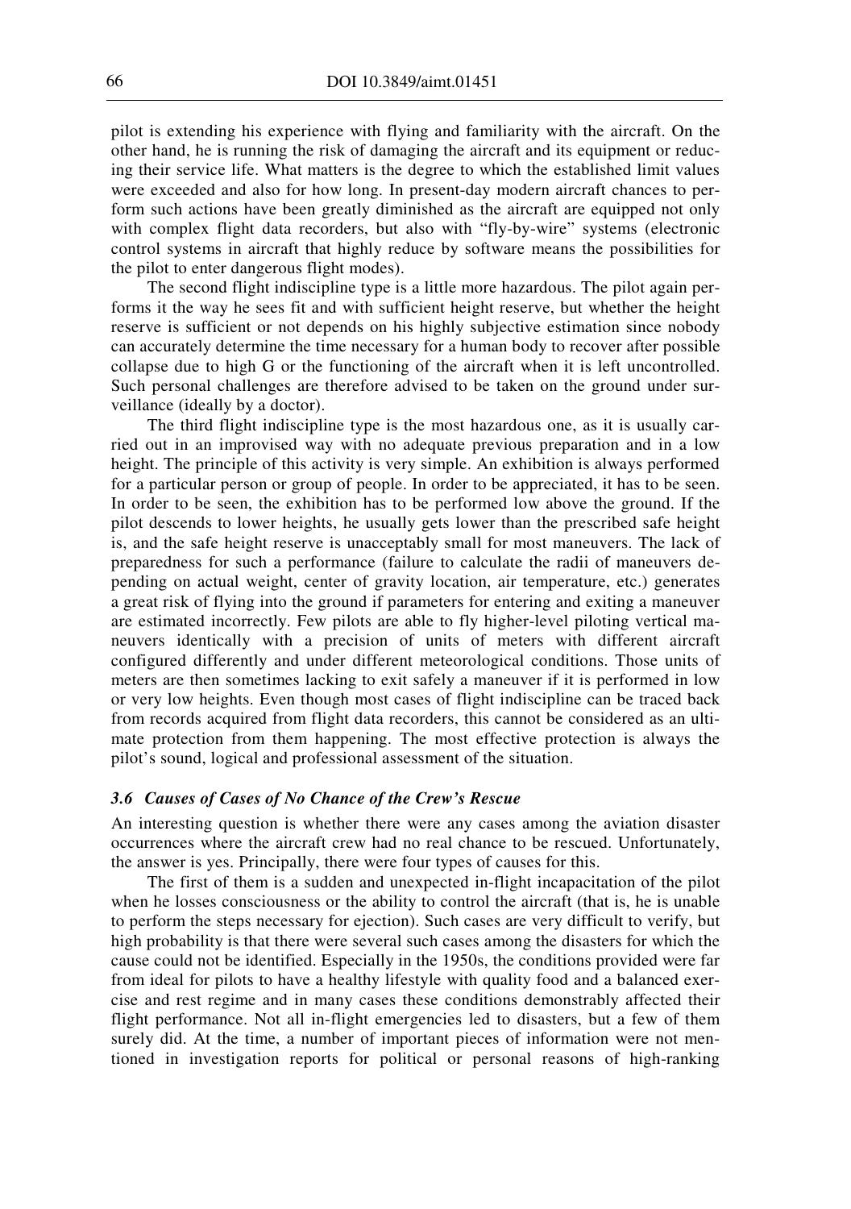pilot is extending his experience with flying and familiarity with the aircraft. On the other hand, he is running the risk of damaging the aircraft and its equipment or reducing their service life. What matters is the degree to which the established limit values were exceeded and also for how long. In present-day modern aircraft chances to perform such actions have been greatly diminished as the aircraft are equipped not only with complex flight data recorders, but also with "fly-by-wire" systems (electronic control systems in aircraft that highly reduce by software means the possibilities for the pilot to enter dangerous flight modes).

The second flight indiscipline type is a little more hazardous. The pilot again performs it the way he sees fit and with sufficient height reserve, but whether the height reserve is sufficient or not depends on his highly subjective estimation since nobody can accurately determine the time necessary for a human body to recover after possible collapse due to high G or the functioning of the aircraft when it is left uncontrolled. Such personal challenges are therefore advised to be taken on the ground under surveillance (ideally by a doctor).

The third flight indiscipline type is the most hazardous one, as it is usually carried out in an improvised way with no adequate previous preparation and in a low height. The principle of this activity is very simple. An exhibition is always performed for a particular person or group of people. In order to be appreciated, it has to be seen. In order to be seen, the exhibition has to be performed low above the ground. If the pilot descends to lower heights, he usually gets lower than the prescribed safe height is, and the safe height reserve is unacceptably small for most maneuvers. The lack of preparedness for such a performance (failure to calculate the radii of maneuvers depending on actual weight, center of gravity location, air temperature, etc.) generates a great risk of flying into the ground if parameters for entering and exiting a maneuver are estimated incorrectly. Few pilots are able to fly higher-level piloting vertical maneuvers identically with a precision of units of meters with different aircraft configured differently and under different meteorological conditions. Those units of meters are then sometimes lacking to exit safely a maneuver if it is performed in low or very low heights. Even though most cases of flight indiscipline can be traced back from records acquired from flight data recorders, this cannot be considered as an ultimate protection from them happening. The most effective protection is always the pilot's sound, logical and professional assessment of the situation.

### *3.6 Causes of Cases of No Chance of the Crew's Rescue*

An interesting question is whether there were any cases among the aviation disaster occurrences where the aircraft crew had no real chance to be rescued. Unfortunately, the answer is yes. Principally, there were four types of causes for this.

The first of them is a sudden and unexpected in-flight incapacitation of the pilot when he losses consciousness or the ability to control the aircraft (that is, he is unable to perform the steps necessary for ejection). Such cases are very difficult to verify, but high probability is that there were several such cases among the disasters for which the cause could not be identified. Especially in the 1950s, the conditions provided were far from ideal for pilots to have a healthy lifestyle with quality food and a balanced exercise and rest regime and in many cases these conditions demonstrably affected their flight performance. Not all in-flight emergencies led to disasters, but a few of them surely did. At the time, a number of important pieces of information were not mentioned in investigation reports for political or personal reasons of high-ranking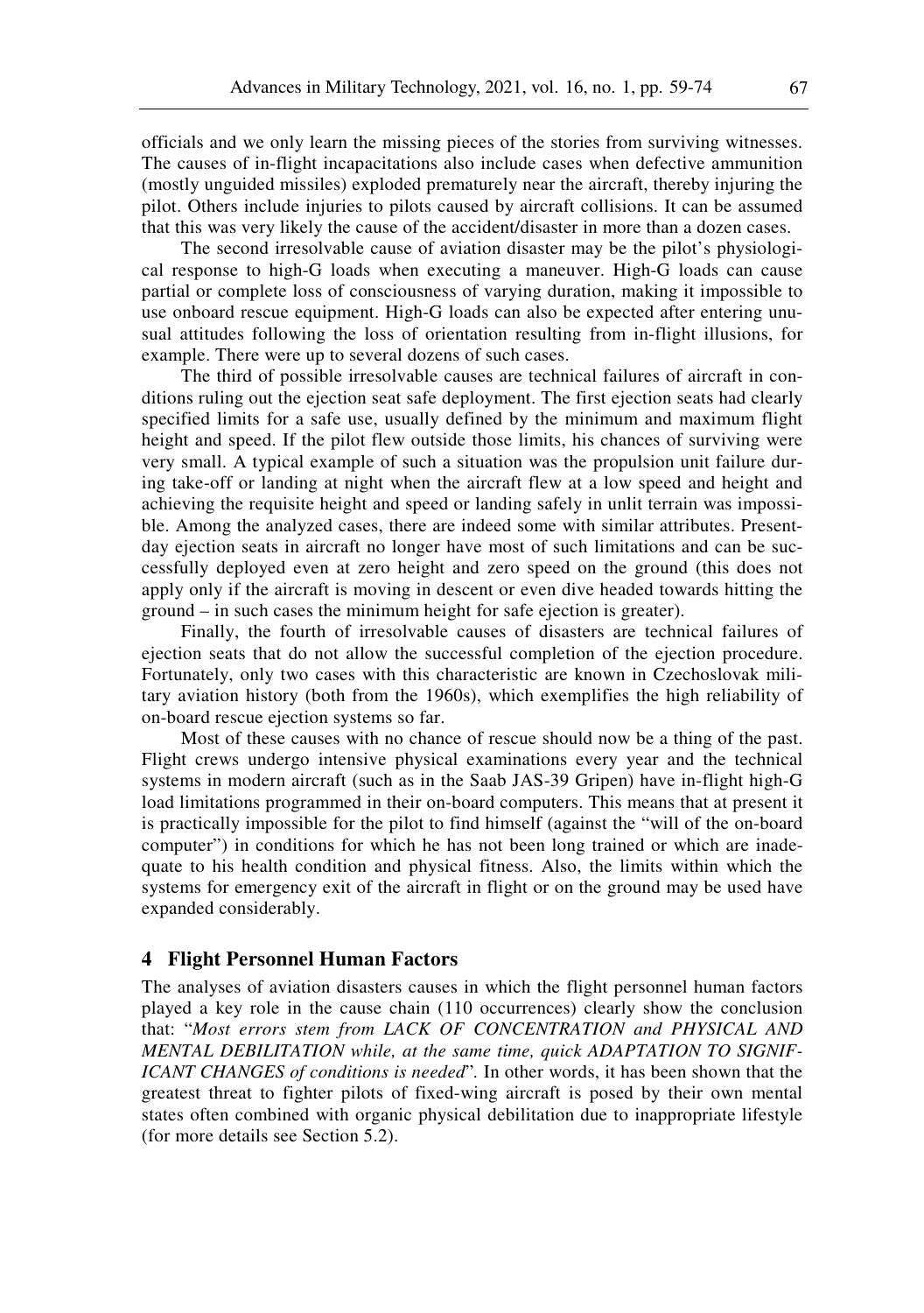officials and we only learn the missing pieces of the stories from surviving witnesses. The causes of in-flight incapacitations also include cases when defective ammunition (mostly unguided missiles) exploded prematurely near the aircraft, thereby injuring the pilot. Others include injuries to pilots caused by aircraft collisions. It can be assumed that this was very likely the cause of the accident/disaster in more than a dozen cases.

The second irresolvable cause of aviation disaster may be the pilot's physiological response to high-G loads when executing a maneuver. High-G loads can cause partial or complete loss of consciousness of varying duration, making it impossible to use onboard rescue equipment. High-G loads can also be expected after entering unusual attitudes following the loss of orientation resulting from in-flight illusions, for example. There were up to several dozens of such cases.

The third of possible irresolvable causes are technical failures of aircraft in conditions ruling out the ejection seat safe deployment. The first ejection seats had clearly specified limits for a safe use, usually defined by the minimum and maximum flight height and speed. If the pilot flew outside those limits, his chances of surviving were very small. A typical example of such a situation was the propulsion unit failure during take-off or landing at night when the aircraft flew at a low speed and height and achieving the requisite height and speed or landing safely in unlit terrain was impossible. Among the analyzed cases, there are indeed some with similar attributes. Present-day ejection seats in aircraft no longer have most of such limitations and can be successfully deployed even at zero height and zero speed on the ground (this does not apply only if the aircraft is moving in descent or even dive headed towards hitting the ground – in such cases the minimum height for safe ejection is greater).

Finally, the fourth of irresolvable causes of disasters are technical failures of ejection seats that do not allow the successful completion of the ejection procedure. Fortunately, only two cases with this characteristic are known in Czechoslovak military aviation history (both from the 1960s), which exemplifies the high reliability of on-board rescue ejection systems so far.

Most of these causes with no chance of rescue should now be a thing of the past. Flight crews undergo intensive physical examinations every year and the technical systems in modern aircraft (such as in the Saab JAS-39 Gripen) have in-flight high-G load limitations programmed in their on-board computers. This means that at present it is practically impossible for the pilot to find himself (against the "will of the on-board computer") in conditions for which he has not been long trained or which are inadequate to his health condition and physical fitness. Also, the limits within which the systems for emergency exit of the aircraft in flight or on the ground may be used have expanded considerably.

## 4 Flight Personnel Human Factors

The analyses of aviation disasters causes in which the flight personnel human factors played a key role in the cause chain (110 occurrences) clearly show the conclusion that: "*Most errors stem from LACK OF CONCENTRATION and PHYSICAL AND MENTAL DEBILITATION while, at the same time, quick ADAPTATION TO SIGNIFICANT CHANGES of conditions is needed*". In other words, it has been shown that the greatest threat to fighter pilots of fixed-wing aircraft is posed by their own mental states often combined with organic physical debilitation due to inappropriate lifestyle (for more details see Section 5.2).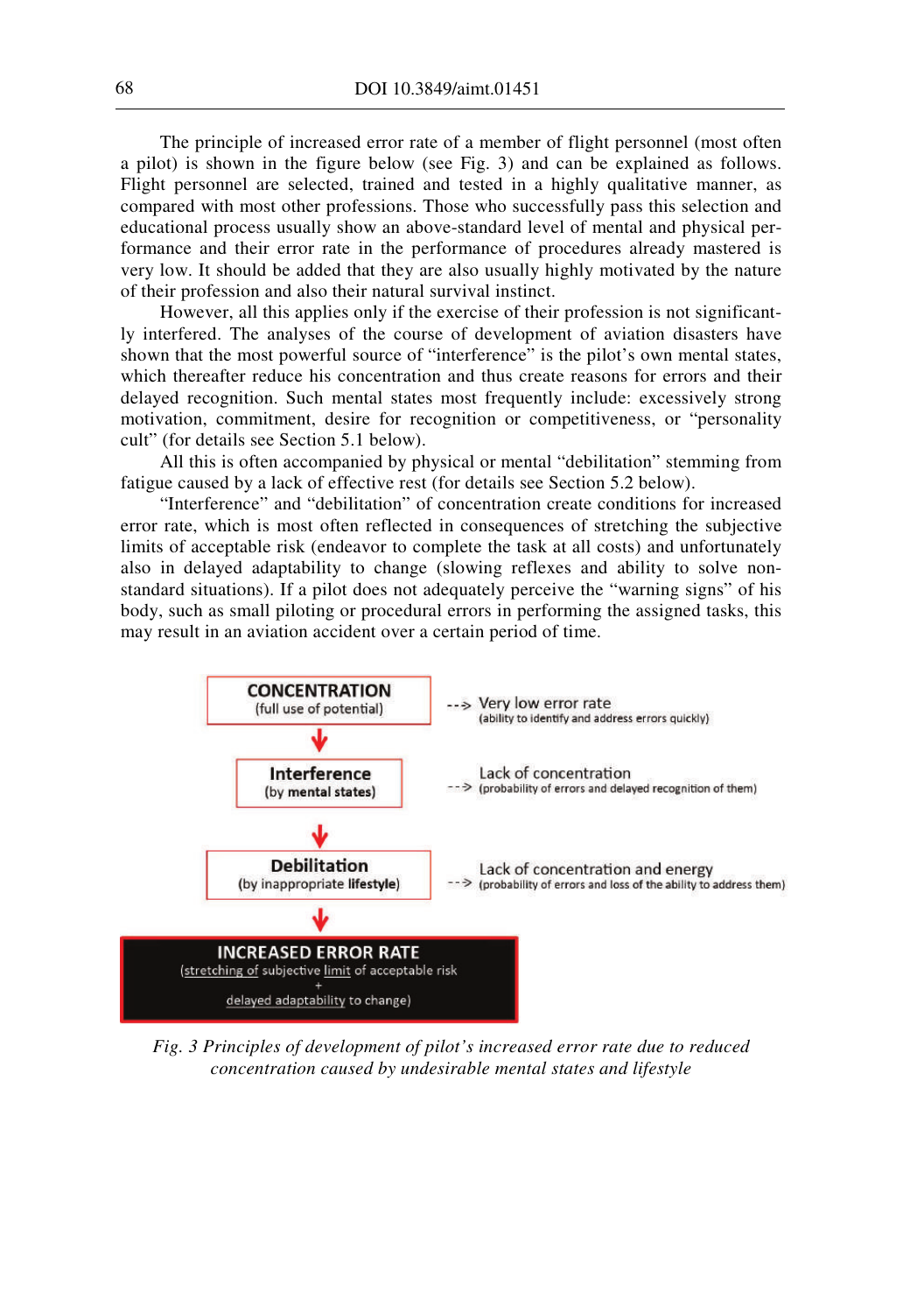The principle of increased error rate of a member of flight personnel (most often a pilot) is shown in the figure below (see Fig. 3) and can be explained as follows. Flight personnel are selected, trained and tested in a highly qualitative manner, as compared with most other professions. Those who successfully pass this selection and educational process usually show an above-standard level of mental and physical performance and their error rate in the performance of procedures already mastered is very low. It should be added that they are also usually highly motivated by the nature of their profession and also their natural survival instinct.

However, all this applies only if the exercise of their profession is not significantly interfered. The analyses of the course of development of aviation disasters have shown that the most powerful source of "interference" is the pilot's own mental states, which thereafter reduce his concentration and thus create reasons for errors and their delayed recognition. Such mental states most frequently include: excessively strong motivation, commitment, desire for recognition or competitiveness, or "personality cult" (for details see Section 5.1 below).

All this is often accompanied by physical or mental "debilitation" stemming from fatigue caused by a lack of effective rest (for details see Section 5.2 below).

"Interference" and "debilitation" of concentration create conditions for increased error rate, which is most often reflected in consequences of stretching the subjective limits of acceptable risk (endeavor to complete the task at all costs) and unfortunately also in delayed adaptability to change (slowing reflexes and ability to solve non-standard situations). If a pilot does not adequately perceive the "warning signs" of his body, such as small piloting or procedural errors in performing the assigned tasks, this may result in an aviation accident over a certain period of time.

**CONCENTRATION**
(full use of potential)
--> Very low error rate
(ability to identify and address errors quickly)

**Interference**
(by **mental states**)
--> Lack of concentration
(probability of errors and delayed recognition of them)

**Debilitation**
(by inappropriate **lifestyle**)
--> Lack of concentration and energy
(probability of errors and loss of the ability to address them)

**INCREASED ERROR RATE**
(stretching of subjective limit of acceptable risk
+
delayed adaptability to change)

*Fig. 3 Principles of development of pilot's increased error rate due to reduced concentration caused by undesirable mental states and lifestyle*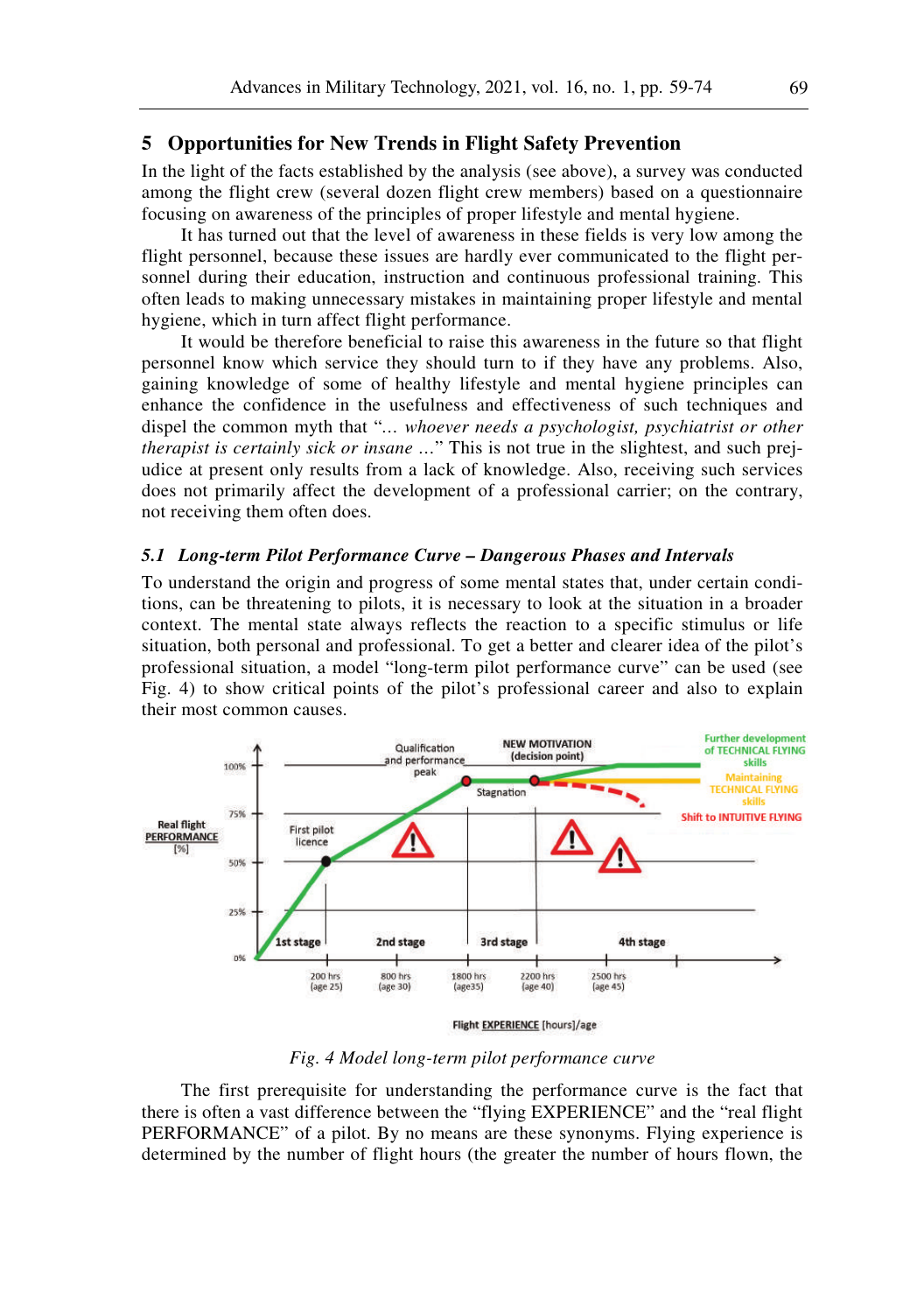## 5 Opportunities for New Trends in Flight Safety Prevention

In the light of the facts established by the analysis (see above), a survey was conducted among the flight crew (several dozen flight crew members) based on a questionnaire focusing on awareness of the principles of proper lifestyle and mental hygiene.

It has turned out that the level of awareness in these fields is very low among the flight personnel, because these issues are hardly ever communicated to the flight personnel during their education, instruction and continuous professional training. This often leads to making unnecessary mistakes in maintaining proper lifestyle and mental hygiene, which in turn affect flight performance.

It would be therefore beneficial to raise this awareness in the future so that flight personnel know which service they should turn to if they have any problems. Also, gaining knowledge of some of healthy lifestyle and mental hygiene principles can enhance the confidence in the usefulness and effectiveness of such techniques and dispel the common myth that "*... whoever needs a psychologist, psychiatrist or other therapist is certainly sick or insane ...*" This is not true in the slightest, and such prejudice at present only results from a lack of knowledge. Also, receiving such services does not primarily affect the development of a professional carrier; on the contrary, not receiving them often does.

### *5.1 Long-term Pilot Performance Curve – Dangerous Phases and Intervals*

To understand the origin and progress of some mental states that, under certain conditions, can be threatening to pilots, it is necessary to look at the situation in a broader context. The mental state always reflects the reaction to a specific stimulus or life situation, both personal and professional. To get a better and clearer idea of the pilot's professional situation, a model "long-term pilot performance curve" can be used (see Fig. 4) to show critical points of the pilot's professional career and also to explain their most common causes.

Real flight PERFORMANCE [%]
100%
75%
50%
25%
0%
First pilot licence
Qualification and performance peak
NEW MOTIVATION (decision point)
Stagnation
Further development of TECHNICAL FLYING skills
Maintaining TECHNICAL FLYING skills
Shift to INTUITIVE FLYING
1st stage
2nd stage
3rd stage
4th stage
200 hrs (age 25)
800 hrs (age 30)
1800 hrs (age35)
2200 hrs (age 40)
2500 hrs (age 45)
Flight EXPERIENCE [hours]/age

*Fig. 4 Model long-term pilot performance curve*

The first prerequisite for understanding the performance curve is the fact that there is often a vast difference between the "flying EXPERIENCE" and the "real flight PERFORMANCE" of a pilot. By no means are these synonyms. Flying experience is determined by the number of flight hours (the greater the number of hours flown, the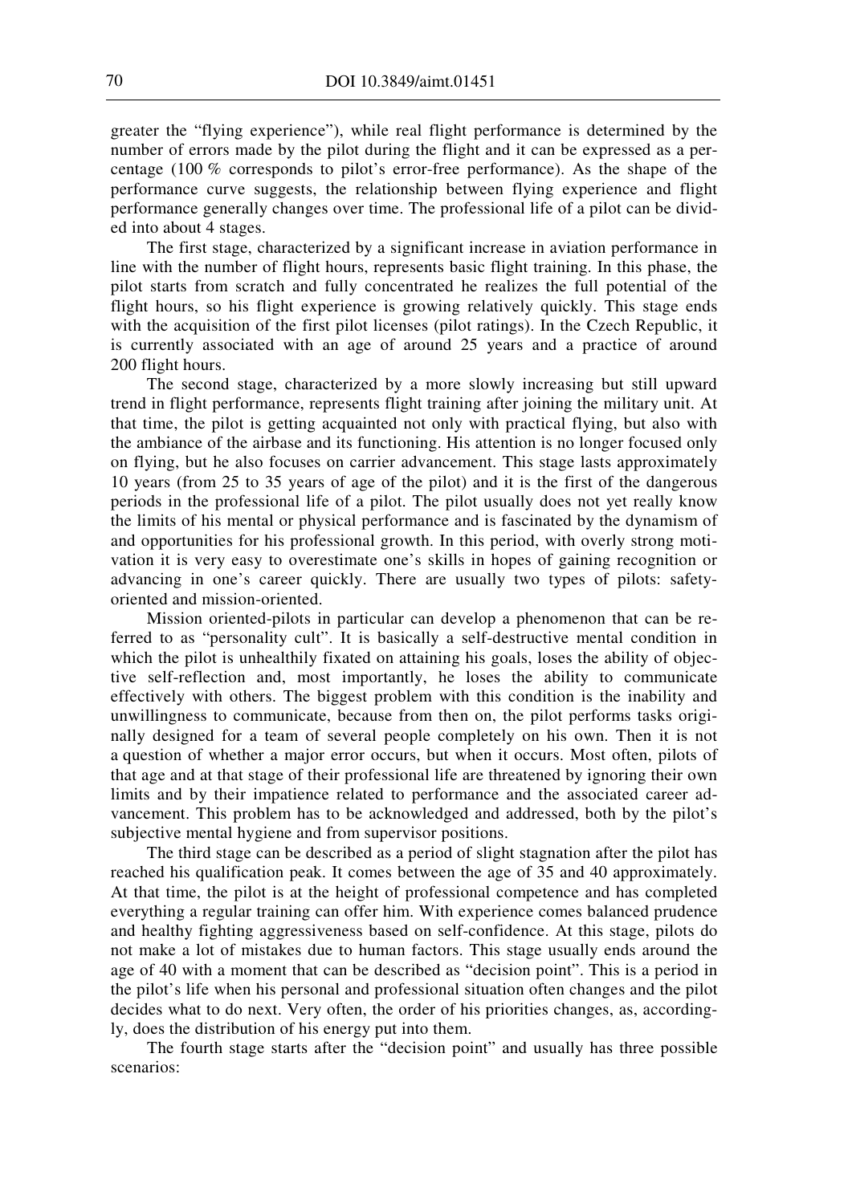greater the "flying experience"), while real flight performance is determined by the number of errors made by the pilot during the flight and it can be expressed as a percentage (100 % corresponds to pilot's error-free performance). As the shape of the performance curve suggests, the relationship between flying experience and flight performance generally changes over time. The professional life of a pilot can be divided into about 4 stages.

The first stage, characterized by a significant increase in aviation performance in line with the number of flight hours, represents basic flight training. In this phase, the pilot starts from scratch and fully concentrated he realizes the full potential of the flight hours, so his flight experience is growing relatively quickly. This stage ends with the acquisition of the first pilot licenses (pilot ratings). In the Czech Republic, it is currently associated with an age of around 25 years and a practice of around 200 flight hours.

The second stage, characterized by a more slowly increasing but still upward trend in flight performance, represents flight training after joining the military unit. At that time, the pilot is getting acquainted not only with practical flying, but also with the ambiance of the airbase and its functioning. His attention is no longer focused only on flying, but he also focuses on carrier advancement. This stage lasts approximately 10 years (from 25 to 35 years of age of the pilot) and it is the first of the dangerous periods in the professional life of a pilot. The pilot usually does not yet really know the limits of his mental or physical performance and is fascinated by the dynamism of and opportunities for his professional growth. In this period, with overly strong motivation it is very easy to overestimate one's skills in hopes of gaining recognition or advancing in one's career quickly. There are usually two types of pilots: safety-oriented and mission-oriented.

Mission oriented-pilots in particular can develop a phenomenon that can be referred to as "personality cult". It is basically a self-destructive mental condition in which the pilot is unhealthily fixated on attaining his goals, loses the ability of objective self-reflection and, most importantly, he loses the ability to communicate effectively with others. The biggest problem with this condition is the inability and unwillingness to communicate, because from then on, the pilot performs tasks originally designed for a team of several people completely on his own. Then it is not a question of whether a major error occurs, but when it occurs. Most often, pilots of that age and at that stage of their professional life are threatened by ignoring their own limits and by their impatience related to performance and the associated career advancement. This problem has to be acknowledged and addressed, both by the pilot's subjective mental hygiene and from supervisor positions.

The third stage can be described as a period of slight stagnation after the pilot has reached his qualification peak. It comes between the age of 35 and 40 approximately. At that time, the pilot is at the height of professional competence and has completed everything a regular training can offer him. With experience comes balanced prudence and healthy fighting aggressiveness based on self-confidence. At this stage, pilots do not make a lot of mistakes due to human factors. This stage usually ends around the age of 40 with a moment that can be described as "decision point". This is a period in the pilot's life when his personal and professional situation often changes and the pilot decides what to do next. Very often, the order of his priorities changes, as, accordingly, does the distribution of his energy put into them.

The fourth stage starts after the "decision point" and usually has three possible scenarios: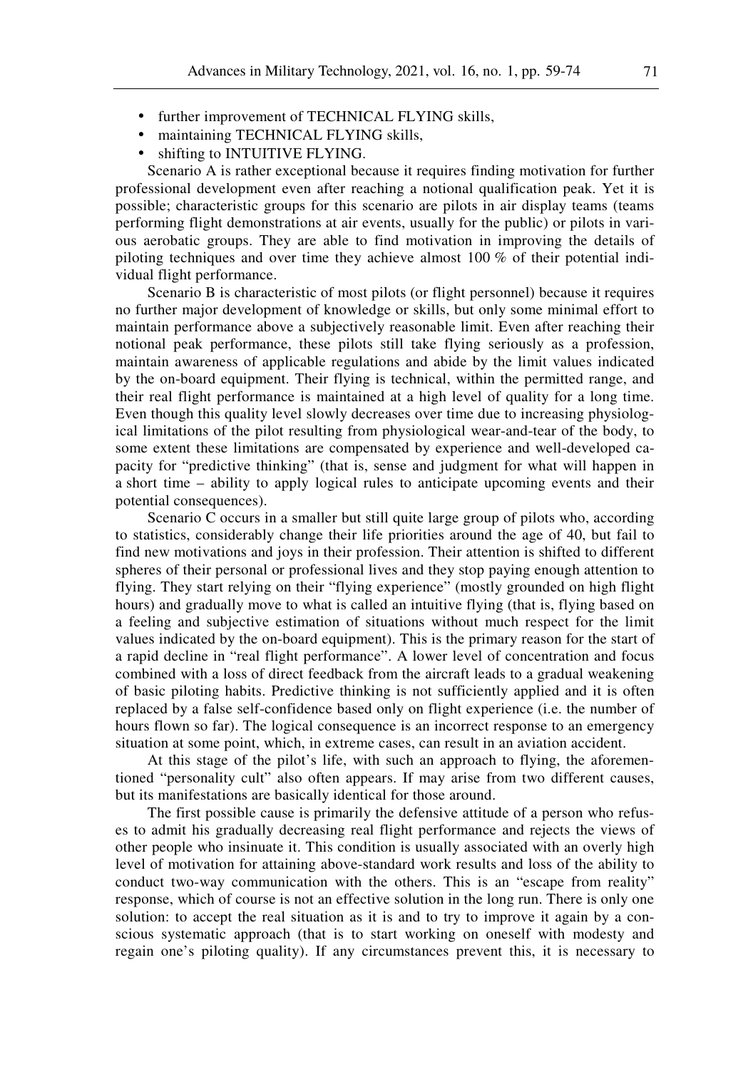- further improvement of TECHNICAL FLYING skills,
- maintaining TECHNICAL FLYING skills,
- shifting to INTUITIVE FLYING.

Scenario A is rather exceptional because it requires finding motivation for further professional development even after reaching a notional qualification peak. Yet it is possible; characteristic groups for this scenario are pilots in air display teams (teams performing flight demonstrations at air events, usually for the public) or pilots in various aerobatic groups. They are able to find motivation in improving the details of piloting techniques and over time they achieve almost 100 % of their potential individual flight performance.

Scenario B is characteristic of most pilots (or flight personnel) because it requires no further major development of knowledge or skills, but only some minimal effort to maintain performance above a subjectively reasonable limit. Even after reaching their notional peak performance, these pilots still take flying seriously as a profession, maintain awareness of applicable regulations and abide by the limit values indicated by the on-board equipment. Their flying is technical, within the permitted range, and their real flight performance is maintained at a high level of quality for a long time. Even though this quality level slowly decreases over time due to increasing physiological limitations of the pilot resulting from physiological wear-and-tear of the body, to some extent these limitations are compensated by experience and well-developed capacity for "predictive thinking" (that is, sense and judgment for what will happen in a short time – ability to apply logical rules to anticipate upcoming events and their potential consequences).

Scenario C occurs in a smaller but still quite large group of pilots who, according to statistics, considerably change their life priorities around the age of 40, but fail to find new motivations and joys in their profession. Their attention is shifted to different spheres of their personal or professional lives and they stop paying enough attention to flying. They start relying on their "flying experience" (mostly grounded on high flight hours) and gradually move to what is called an intuitive flying (that is, flying based on a feeling and subjective estimation of situations without much respect for the limit values indicated by the on-board equipment). This is the primary reason for the start of a rapid decline in "real flight performance". A lower level of concentration and focus combined with a loss of direct feedback from the aircraft leads to a gradual weakening of basic piloting habits. Predictive thinking is not sufficiently applied and it is often replaced by a false self-confidence based only on flight experience (i.e. the number of hours flown so far). The logical consequence is an incorrect response to an emergency situation at some point, which, in extreme cases, can result in an aviation accident.

At this stage of the pilot's life, with such an approach to flying, the aforementioned "personality cult" also often appears. If may arise from two different causes, but its manifestations are basically identical for those around.

The first possible cause is primarily the defensive attitude of a person who refuses to admit his gradually decreasing real flight performance and rejects the views of other people who insinuate it. This condition is usually associated with an overly high level of motivation for attaining above-standard work results and loss of the ability to conduct two-way communication with the others. This is an "escape from reality" response, which of course is not an effective solution in the long run. There is only one solution: to accept the real situation as it is and to try to improve it again by a conscious systematic approach (that is to start working on oneself with modesty and regain one's piloting quality). If any circumstances prevent this, it is necessary to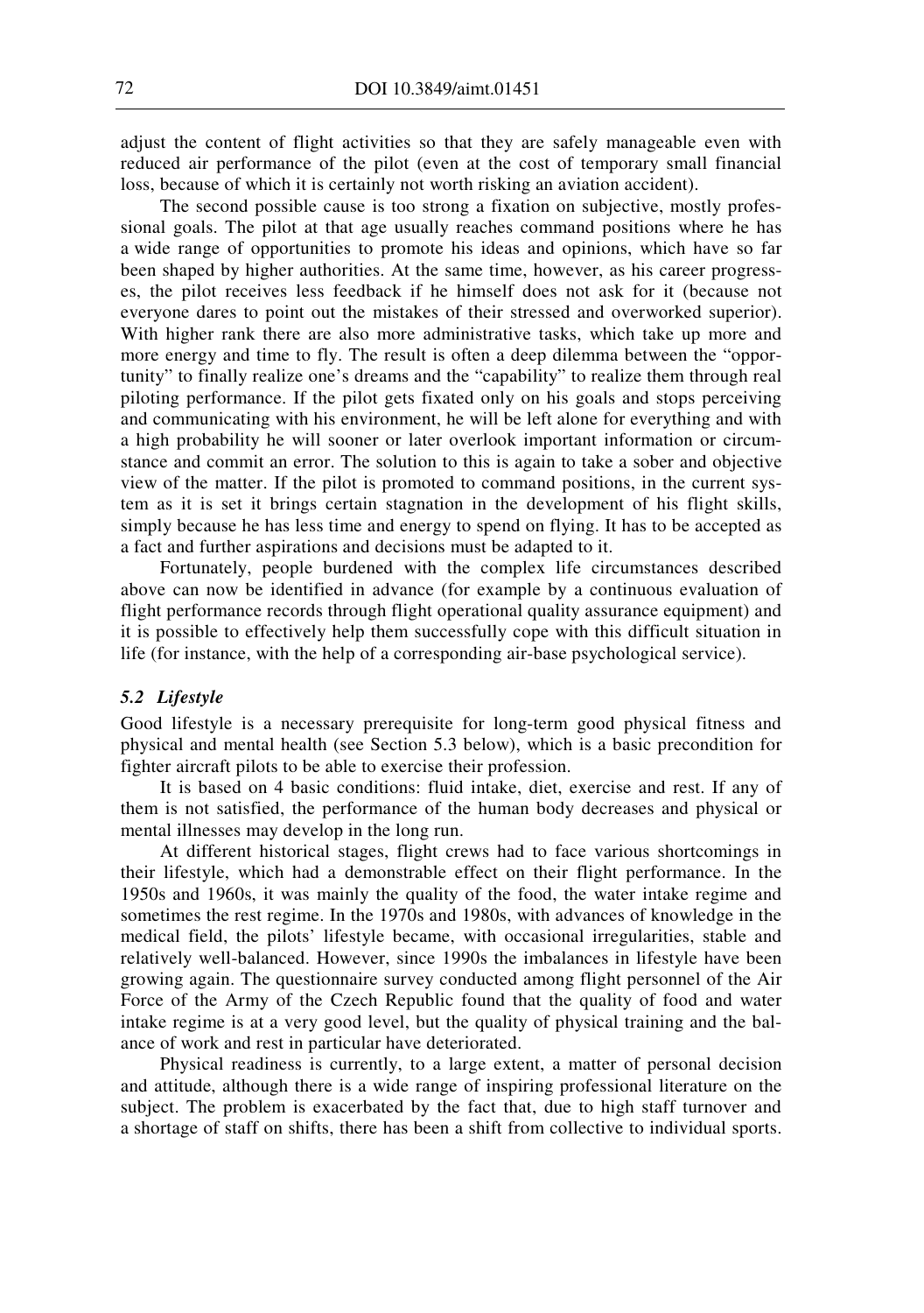adjust the content of flight activities so that they are safely manageable even with reduced air performance of the pilot (even at the cost of temporary small financial loss, because of which it is certainly not worth risking an aviation accident).

The second possible cause is too strong a fixation on subjective, mostly professional goals. The pilot at that age usually reaches command positions where he has a wide range of opportunities to promote his ideas and opinions, which have so far been shaped by higher authorities. At the same time, however, as his career progresses, the pilot receives less feedback if he himself does not ask for it (because not everyone dares to point out the mistakes of their stressed and overworked superior). With higher rank there are also more administrative tasks, which take up more and more energy and time to fly. The result is often a deep dilemma between the "opportunity" to finally realize one's dreams and the "capability" to realize them through real piloting performance. If the pilot gets fixated only on his goals and stops perceiving and communicating with his environment, he will be left alone for everything and with a high probability he will sooner or later overlook important information or circumstance and commit an error. The solution to this is again to take a sober and objective view of the matter. If the pilot is promoted to command positions, in the current system as it is set it brings certain stagnation in the development of his flight skills, simply because he has less time and energy to spend on flying. It has to be accepted as a fact and further aspirations and decisions must be adapted to it.

Fortunately, people burdened with the complex life circumstances described above can now be identified in advance (for example by a continuous evaluation of flight performance records through flight operational quality assurance equipment) and it is possible to effectively help them successfully cope with this difficult situation in life (for instance, with the help of a corresponding air-base psychological service).

### *5.2 Lifestyle*

Good lifestyle is a necessary prerequisite for long-term good physical fitness and physical and mental health (see Section 5.3 below), which is a basic precondition for fighter aircraft pilots to be able to exercise their profession.

It is based on 4 basic conditions: fluid intake, diet, exercise and rest. If any of them is not satisfied, the performance of the human body decreases and physical or mental illnesses may develop in the long run.

At different historical stages, flight crews had to face various shortcomings in their lifestyle, which had a demonstrable effect on their flight performance. In the 1950s and 1960s, it was mainly the quality of the food, the water intake regime and sometimes the rest regime. In the 1970s and 1980s, with advances of knowledge in the medical field, the pilots' lifestyle became, with occasional irregularities, stable and relatively well-balanced. However, since 1990s the imbalances in lifestyle have been growing again. The questionnaire survey conducted among flight personnel of the Air Force of the Army of the Czech Republic found that the quality of food and water intake regime is at a very good level, but the quality of physical training and the balance of work and rest in particular have deteriorated.

Physical readiness is currently, to a large extent, a matter of personal decision and attitude, although there is a wide range of inspiring professional literature on the subject. The problem is exacerbated by the fact that, due to high staff turnover and a shortage of staff on shifts, there has been a shift from collective to individual sports.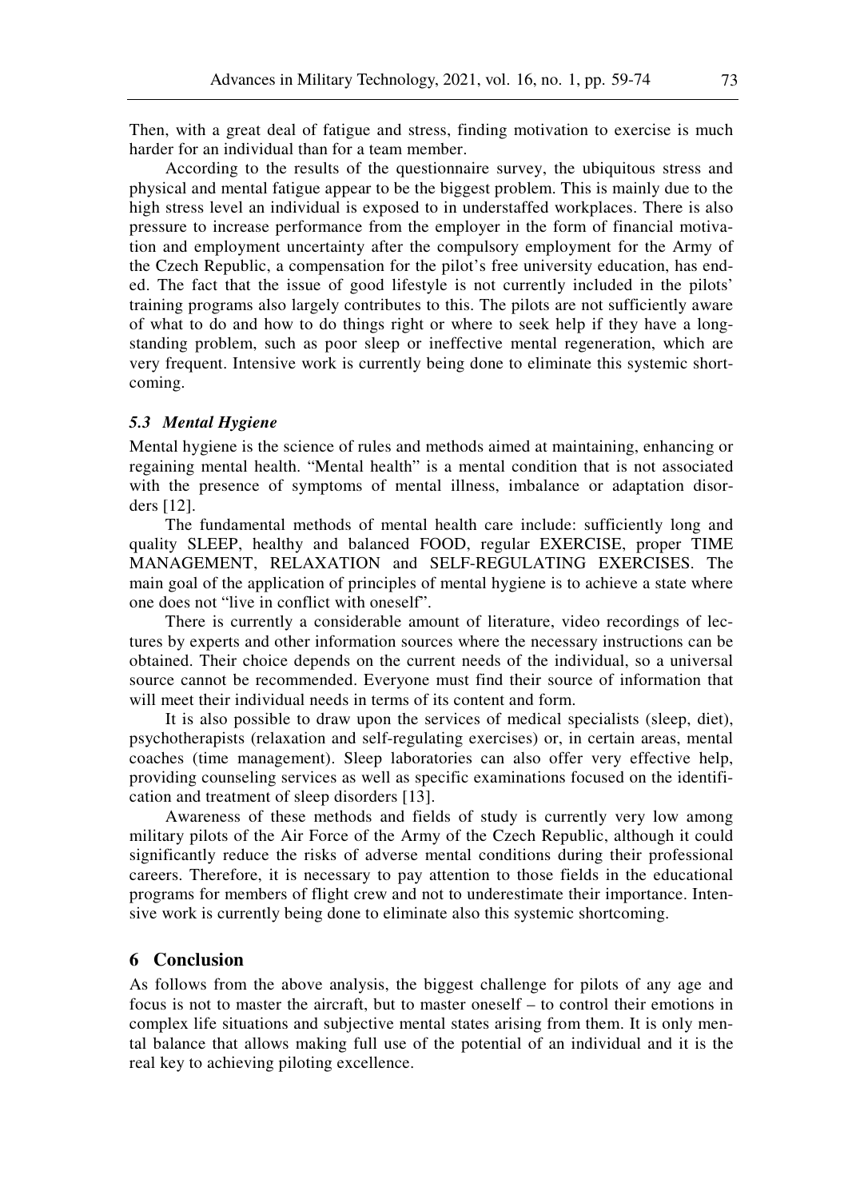Then, with a great deal of fatigue and stress, finding motivation to exercise is much harder for an individual than for a team member.

According to the results of the questionnaire survey, the ubiquitous stress and physical and mental fatigue appear to be the biggest problem. This is mainly due to the high stress level an individual is exposed to in understaffed workplaces. There is also pressure to increase performance from the employer in the form of financial motivation and employment uncertainty after the compulsory employment for the Army of the Czech Republic, a compensation for the pilot's free university education, has ended. The fact that the issue of good lifestyle is not currently included in the pilots' training programs also largely contributes to this. The pilots are not sufficiently aware of what to do and how to do things right or where to seek help if they have a long-standing problem, such as poor sleep or ineffective mental regeneration, which are very frequent. Intensive work is currently being done to eliminate this systemic shortcoming.

### *5.3 Mental Hygiene*

Mental hygiene is the science of rules and methods aimed at maintaining, enhancing or regaining mental health. "Mental health" is a mental condition that is not associated with the presence of symptoms of mental illness, imbalance or adaptation disorders [12].

The fundamental methods of mental health care include: sufficiently long and quality SLEEP, healthy and balanced FOOD, regular EXERCISE, proper TIME MANAGEMENT, RELAXATION and SELF-REGULATING EXERCISES. The main goal of the application of principles of mental hygiene is to achieve a state where one does not "live in conflict with oneself".

There is currently a considerable amount of literature, video recordings of lectures by experts and other information sources where the necessary instructions can be obtained. Their choice depends on the current needs of the individual, so a universal source cannot be recommended. Everyone must find their source of information that will meet their individual needs in terms of its content and form.

It is also possible to draw upon the services of medical specialists (sleep, diet), psychotherapists (relaxation and self-regulating exercises) or, in certain areas, mental coaches (time management). Sleep laboratories can also offer very effective help, providing counseling services as well as specific examinations focused on the identification and treatment of sleep disorders [13].

Awareness of these methods and fields of study is currently very low among military pilots of the Air Force of the Army of the Czech Republic, although it could significantly reduce the risks of adverse mental conditions during their professional careers. Therefore, it is necessary to pay attention to those fields in the educational programs for members of flight crew and not to underestimate their importance. Intensive work is currently being done to eliminate also this systemic shortcoming.

## 6 Conclusion

As follows from the above analysis, the biggest challenge for pilots of any age and focus is not to master the aircraft, but to master oneself – to control their emotions in complex life situations and subjective mental states arising from them. It is only mental balance that allows making full use of the potential of an individual and it is the real key to achieving piloting excellence.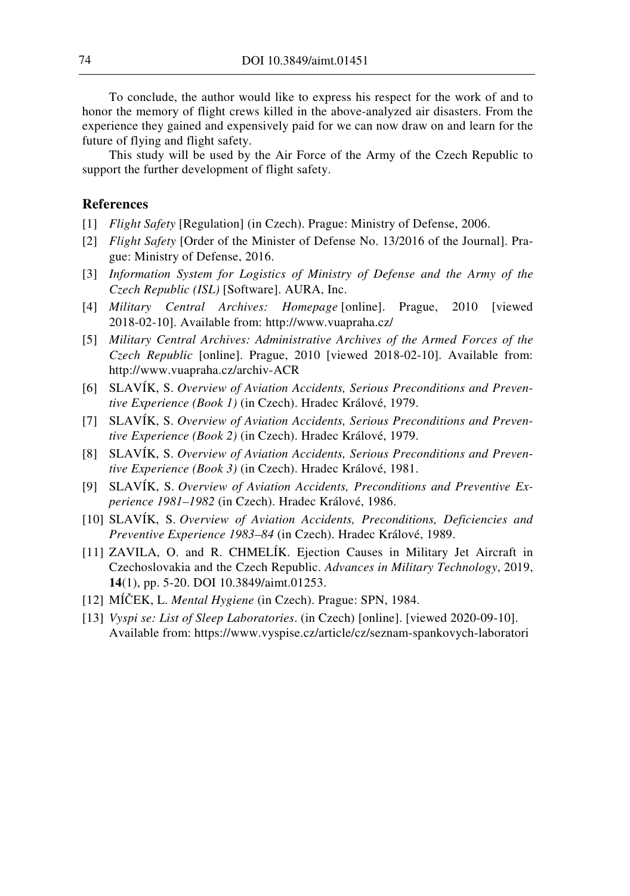To conclude, the author would like to express his respect for the work of and to honor the memory of flight crews killed in the above-analyzed air disasters. From the experience they gained and expensively paid for we can now draw on and learn for the future of flying and flight safety.

This study will be used by the Air Force of the Army of the Czech Republic to support the further development of flight safety.

## References

[1] *Flight Safety* [Regulation] (in Czech). Prague: Ministry of Defense, 2006.

[2] *Flight Safety* [Order of the Minister of Defense No. 13/2016 of the Journal]. Prague: Ministry of Defense, 2016.

[3] *Information System for Logistics of Ministry of Defense and the Army of the Czech Republic (ISL)* [Software]. AURA, Inc.

[4] *Military Central Archives: Homepage* [online]. Prague, 2010 [viewed 2018-02-10]. Available from: http://www.vuapraha.cz/

[5] *Military Central Archives: Administrative Archives of the Armed Forces of the Czech Republic* [online]. Prague, 2010 [viewed 2018-02-10]. Available from: http://www.vuapraha.cz/archiv-ACR

[6] SLAVÍK, S. *Overview of Aviation Accidents, Serious Preconditions and Preventive Experience (Book 1)* (in Czech). Hradec Králové, 1979.

[7] SLAVÍK, S. *Overview of Aviation Accidents, Serious Preconditions and Preventive Experience (Book 2)* (in Czech). Hradec Králové, 1979.

[8] SLAVÍK, S. *Overview of Aviation Accidents, Serious Preconditions and Preventive Experience (Book 3)* (in Czech). Hradec Králové, 1981.

[9] SLAVÍK, S. *Overview of Aviation Accidents, Preconditions and Preventive Experience 1981–1982* (in Czech). Hradec Králové, 1986.

[10] SLAVÍK, S. *Overview of Aviation Accidents, Preconditions, Deficiencies and Preventive Experience 1983–84* (in Czech). Hradec Králové, 1989.

[11] ZAVILA, O. and R. CHMELÍK. Ejection Causes in Military Jet Aircraft in Czechoslovakia and the Czech Republic. *Advances in Military Technology*, 2019, **14**(1), pp. 5-20. DOI 10.3849/aimt.01253.

[12] MÍČEK, L. *Mental Hygiene* (in Czech). Prague: SPN, 1984.

[13] *Vyspi se: List of Sleep Laboratories*. (in Czech) [online]. [viewed 2020-09-10]. Available from: https://www.vyspise.cz/article/cz/seznam-spankovych-laboratori